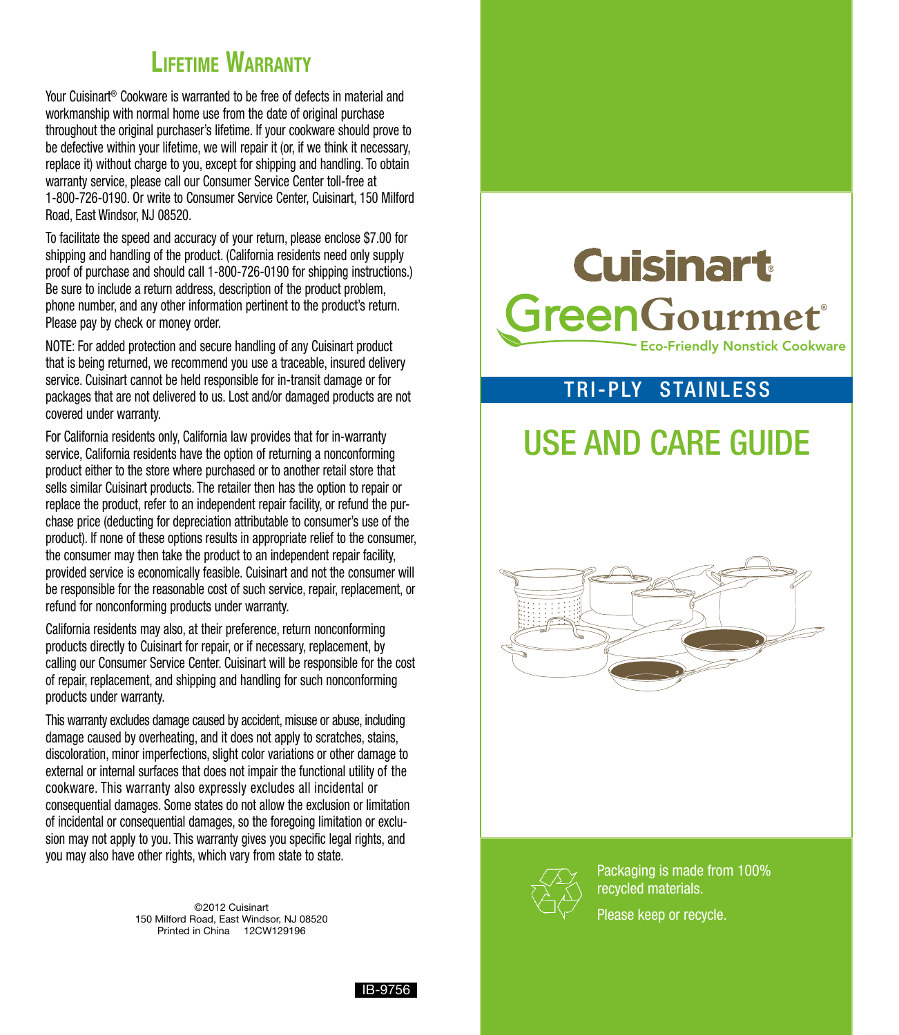## Lifetime Warranty

Your Cuisinart® Cookware is warranted to be free of defects in material and workmanship with normal home use from the date of original purchase throughout the original purchaser's lifetime. If your cookware should prove to be defective within your lifetime, we will repair it (or, if we think it necessary, replace it) without charge to you, except for shipping and handling. To obtain warranty service, please call our Consumer Service Center toll-free at 1-800-726-0190. Or write to Consumer Service Center, Cuisinart, 150 Milford Road, East Windsor, NJ 08520.

To facilitate the speed and accuracy of your return, please enclose $7.00 for shipping and handling of the product. (California residents need only supply proof of purchase and should call 1-800-726-0190 for shipping instructions.) Be sure to include a return address, description of the product problem, phone number, and any other information pertinent to the product's return. Please pay by check or money order.

NOTE: For added protection and secure handling of any Cuisinart product that is being returned, we recommend you use a traceable, insured delivery service. Cuisinart cannot be held responsible for in-transit damage or for packages that are not delivered to us. Lost and/or damaged products are not covered under warranty.

For California residents only, California law provides that for in-warranty service, California residents have the option of returning a nonconforming product either to the store where purchased or to another retail store that sells similar Cuisinart products. The retailer then has the option to repair or replace the product, refer to an independent repair facility, or refund the purchase price (deducting for depreciation attributable to consumer's use of the product). If none of these options results in appropriate relief to the consumer, the consumer may then take the product to an independent repair facility, provided service is economically feasible. Cuisinart and not the consumer will be responsible for the reasonable cost of such service, repair, replacement, or refund for nonconforming products under warranty.

California residents may also, at their preference, return nonconforming products directly to Cuisinart for repair, or if necessary, replacement, by calling our Consumer Service Center. Cuisinart will be responsible for the cost of repair, replacement, and shipping and handling for such nonconforming products under warranty.

This warranty excludes damage caused by accident, misuse or abuse, including damage caused by overheating, and it does not apply to scratches, stains, discoloration, minor imperfections, slight color variations or other damage to external or internal surfaces that does not impair the functional utility of the cookware. This warranty also expressly excludes all incidental or consequential damages. Some states do not allow the exclusion or limitation of incidental or consequential damages, so the foregoing limitation or exclusion may not apply to you. This warranty gives you specific legal rights, and you may also have other rights, which vary from state to state.

©2012 Cuisinart
150 Milford Road, East Windsor, NJ 08520
Printed in China 12CW129196

IB-9756

# Cuisinart® GreenGourmet®

Eco-Friendly Nonstick Cookware

## TRI-PLY STAINLESS

# USE AND CARE GUIDE

Packaging is made from 100% recycled materials.

Please keep or recycle.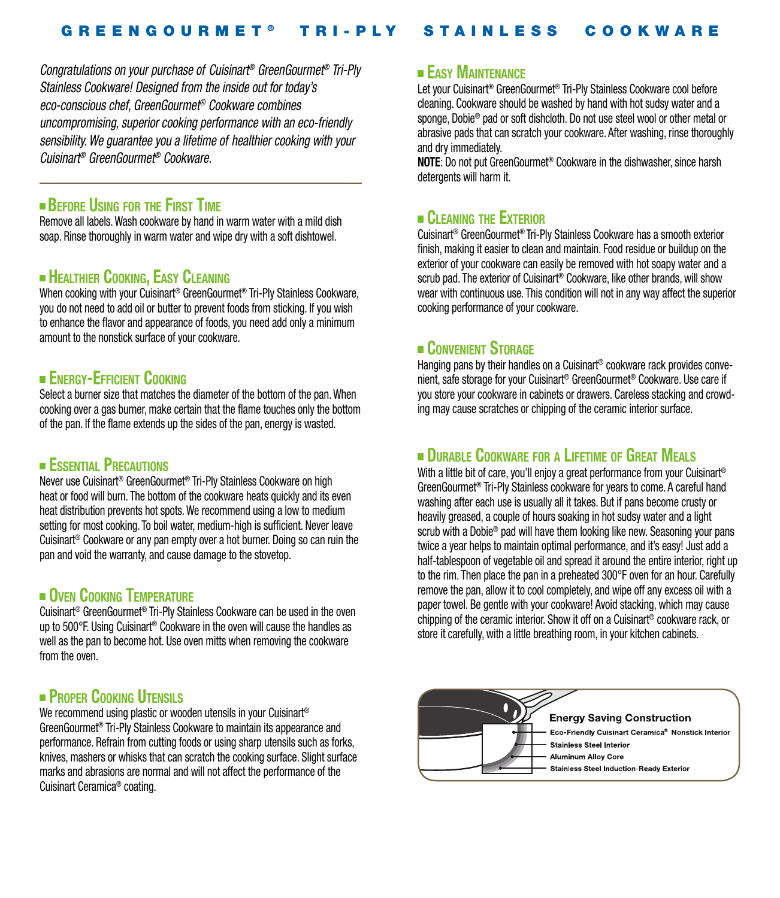# GREENGOURMET® TRI-PLY STAINLESS COOKWARE

*Congratulations on your purchase of Cuisinart® GreenGourmet® Tri-Ply Stainless Cookware! Designed from the inside out for today's eco-conscious chef, GreenGourmet® Cookware combines uncompromising, superior cooking performance with an eco-friendly sensibility. We guarantee you a lifetime of healthier cooking with your Cuisinart® GreenGourmet® Cookware.*

## Before Using for the First Time

Remove all labels. Wash cookware by hand in warm water with a mild dish soap. Rinse thoroughly in warm water and wipe dry with a soft dishtowel.

## Healthier Cooking, Easy Cleaning

When cooking with your Cuisinart® GreenGourmet® Tri-Ply Stainless Cookware, you do not need to add oil or butter to prevent foods from sticking. If you wish to enhance the flavor and appearance of foods, you need add only a minimum amount to the nonstick surface of your cookware.

## Energy-Efficient Cooking

Select a burner size that matches the diameter of the bottom of the pan. When cooking over a gas burner, make certain that the flame touches only the bottom of the pan. If the flame extends up the sides of the pan, energy is wasted.

## Essential Precautions

Never use Cuisinart® GreenGourmet® Tri-Ply Stainless Cookware on high heat or food will burn. The bottom of the cookware heats quickly and its even heat distribution prevents hot spots. We recommend using a low to medium setting for most cooking. To boil water, medium-high is sufficient. Never leave Cuisinart® Cookware or any pan empty over a hot burner. Doing so can ruin the pan and void the warranty, and cause damage to the stovetop.

## Oven Cooking Temperature

Cuisinart® GreenGourmet® Tri-Ply Stainless Cookware can be used in the oven up to 500°F. Using Cuisinart® Cookware in the oven will cause the handles as well as the pan to become hot. Use oven mitts when removing the cookware from the oven.

## Proper Cooking Utensils

We recommend using plastic or wooden utensils in your Cuisinart® GreenGourmet® Tri-Ply Stainless Cookware to maintain its appearance and performance. Refrain from cutting foods or using sharp utensils such as forks, knives, mashers or whisks that can scratch the cooking surface. Slight surface marks and abrasions are normal and will not affect the performance of the Cuisinart Ceramica® coating.

## Easy Maintenance

Let your Cuisinart® GreenGourmet® Tri-Ply Stainless Cookware cool before cleaning. Cookware should be washed by hand with hot sudsy water and a sponge, Dobie® pad or soft dishcloth. Do not use steel wool or other metal or abrasive pads that can scratch your cookware. After washing, rinse thoroughly and dry immediately.

**NOTE**: Do not put GreenGourmet® Cookware in the dishwasher, since harsh detergents will harm it.

## Cleaning the Exterior

Cuisinart® GreenGourmet® Tri-Ply Stainless Cookware has a smooth exterior finish, making it easier to clean and maintain. Food residue or buildup on the exterior of your cookware can easily be removed with hot soapy water and a scrub pad. The exterior of Cuisinart® Cookware, like other brands, will show wear with continuous use. This condition will not in any way affect the superior cooking performance of your cookware.

## Convenient Storage

Hanging pans by their handles on a Cuisinart® cookware rack provides convenient, safe storage for your Cuisinart® GreenGourmet® Cookware. Use care if you store your cookware in cabinets or drawers. Careless stacking and crowding may cause scratches or chipping of the ceramic interior surface.

## Durable Cookware for a Lifetime of Great Meals

With a little bit of care, you'll enjoy a great performance from your Cuisinart® GreenGourmet® Tri-Ply Stainless cookware for years to come. A careful hand washing after each use is usually all it takes. But if pans become crusty or heavily greased, a couple of hours soaking in hot sudsy water and a light scrub with a Dobie® pad will have them looking like new. Seasoning your pans twice a year helps to maintain optimal performance, and it's easy! Just add a half-tablespoon of vegetable oil and spread it around the entire interior, right up to the rim. Then place the pan in a preheated 300°F oven for an hour. Carefully remove the pan, allow it to cool completely, and wipe off any excess oil with a paper towel. Be gentle with your cookware! Avoid stacking, which may cause chipping of the ceramic interior. Show it off on a Cuisinart® cookware rack, or store it carefully, with a little breathing room, in your kitchen cabinets.

**Energy Saving Construction**

Eco-Friendly Cuisinart Ceramica® Nonstick Interior

Stainless Steel Interior

Aluminum Alloy Core

Stainless Steel Induction-Ready Exterior